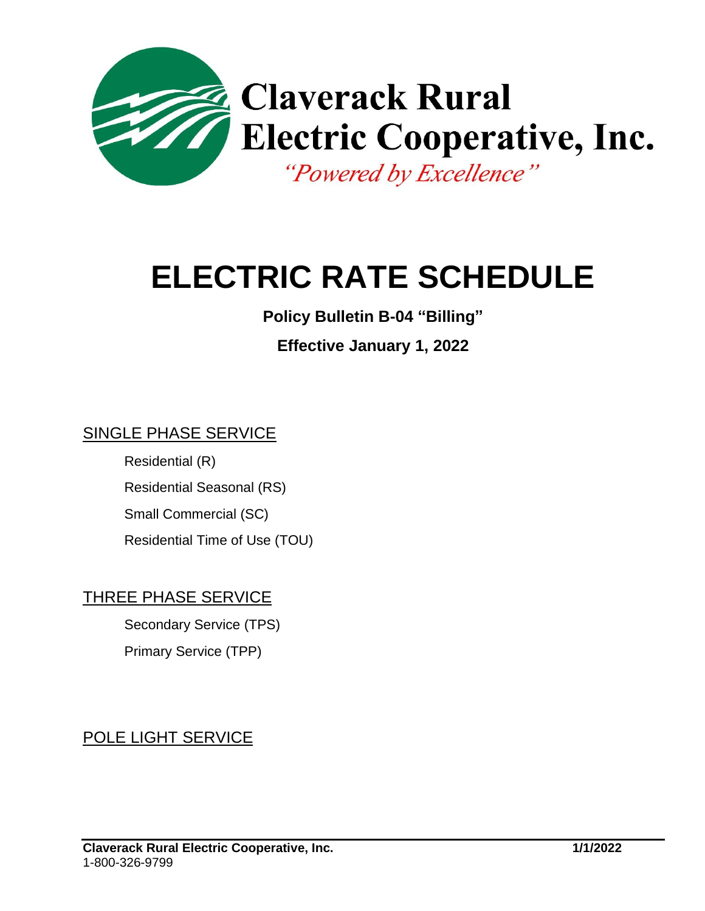# Claverack Rural Electric Cooperative, Inc.

*"Powered by Excellence"*

# ELECTRIC RATE SCHEDULE

**Policy Bulletin B-04 "Billing"**

**Effective January 1, 2022**

## SINGLE PHASE SERVICE

- Residential (R)
- Residential Seasonal (RS)
- Small Commercial (SC)
- Residential Time of Use (TOU)

## THREE PHASE SERVICE

- Secondary Service (TPS)
- Primary Service (TPP)

## POLE LIGHT SERVICE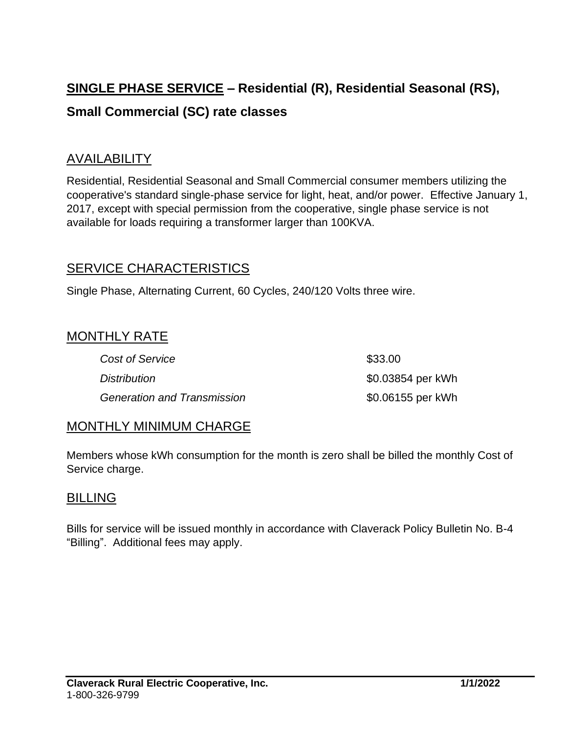# **SINGLE PHASE SERVICE** – Residential (R), Residential Seasonal (RS), Small Commercial (SC) rate classes

## AVAILABILITY

Residential, Residential Seasonal and Small Commercial consumer members utilizing the cooperative's standard single-phase service for light, heat, and/or power. Effective January 1, 2017, except with special permission from the cooperative, single phase service is not available for loads requiring a transformer larger than 100KVA.

## SERVICE CHARACTERISTICS

Single Phase, Alternating Current, 60 Cycles, 240/120 Volts three wire.

## MONTHLY RATE

| | |
|---|---|
| *Cost of Service* | \$33.00 |
| *Distribution* | \$0.03854 per kWh |
| *Generation and Transmission* | \$0.06155 per kWh |

## MONTHLY MINIMUM CHARGE

Members whose kWh consumption for the month is zero shall be billed the monthly Cost of Service charge.

## BILLING

Bills for service will be issued monthly in accordance with Claverack Policy Bulletin No. B-4 "Billing". Additional fees may apply.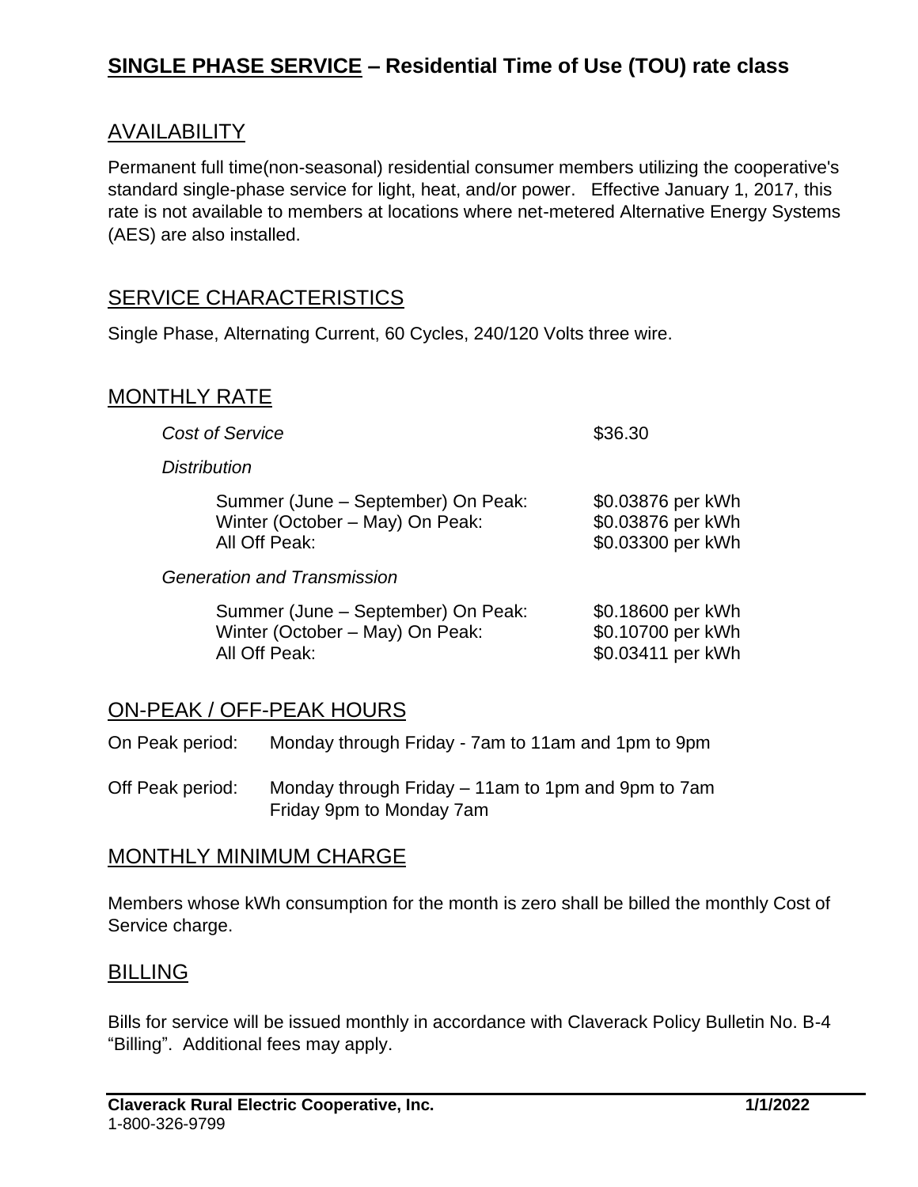# **SINGLE PHASE SERVICE – Residential Time of Use (TOU) rate class**

## AVAILABILITY

Permanent full time(non-seasonal) residential consumer members utilizing the cooperative's standard single-phase service for light, heat, and/or power. Effective January 1, 2017, this rate is not available to members at locations where net-metered Alternative Energy Systems (AES) are also installed.

## SERVICE CHARACTERISTICS

Single Phase, Alternating Current, 60 Cycles, 240/120 Volts three wire.

## MONTHLY RATE

| | |
|---|---|
| *Cost of Service* | $36.30 |
| *Distribution* | |
| Summer (June – September) On Peak: | $0.03876 per kWh |
| Winter (October – May) On Peak: | $0.03876 per kWh |
| All Off Peak: | $0.03300 per kWh |
| *Generation and Transmission* | |
| Summer (June – September) On Peak: | $0.18600 per kWh |
| Winter (October – May) On Peak: | $0.10700 per kWh |
| All Off Peak: | $0.03411 per kWh |

## ON-PEAK / OFF-PEAK HOURS

On Peak period: Monday through Friday - 7am to 11am and 1pm to 9pm

Off Peak period: Monday through Friday – 11am to 1pm and 9pm to 7am
Friday 9pm to Monday 7am

## MONTHLY MINIMUM CHARGE

Members whose kWh consumption for the month is zero shall be billed the monthly Cost of Service charge.

## BILLING

Bills for service will be issued monthly in accordance with Claverack Policy Bulletin No. B-4 "Billing". Additional fees may apply.

**Claverack Rural Electric Cooperative, Inc.** **1/1/2022**
1-800-326-9799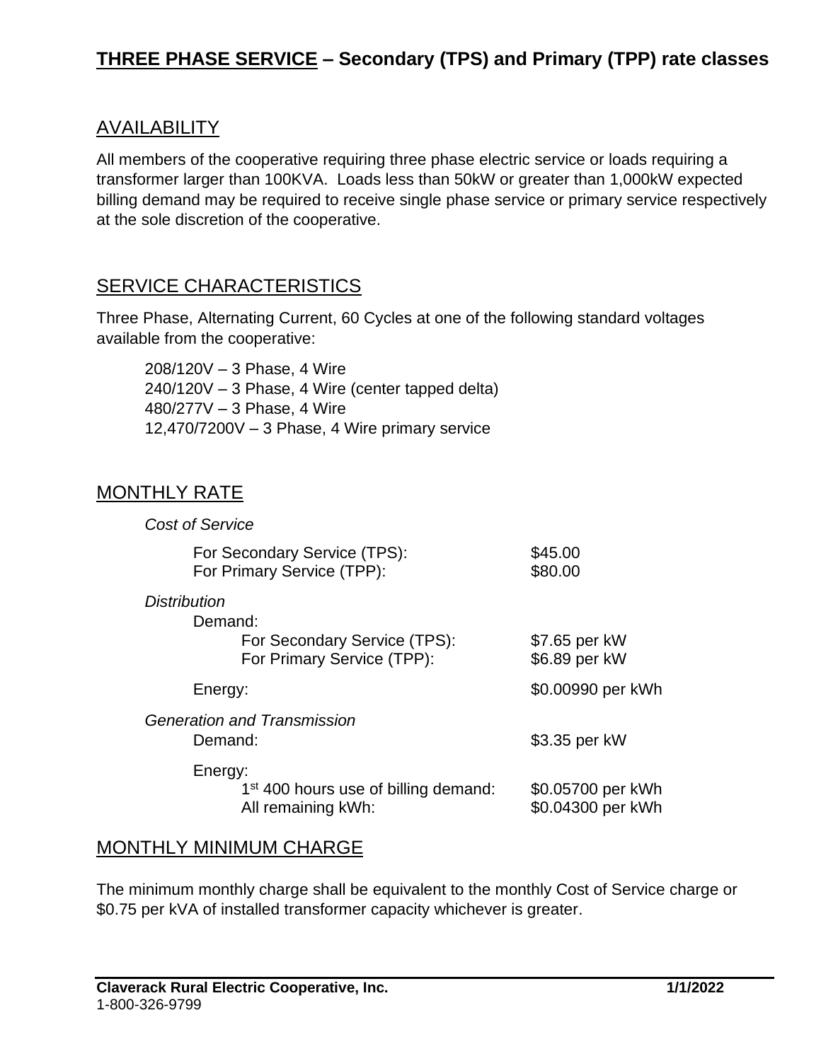# THREE PHASE SERVICE – Secondary (TPS) and Primary (TPP) rate classes

## AVAILABILITY

All members of the cooperative requiring three phase electric service or loads requiring a transformer larger than 100KVA. Loads less than 50kW or greater than 1,000kW expected billing demand may be required to receive single phase service or primary service respectively at the sole discretion of the cooperative.

## SERVICE CHARACTERISTICS

Three Phase, Alternating Current, 60 Cycles at one of the following standard voltages available from the cooperative:

208/120V – 3 Phase, 4 Wire
240/120V – 3 Phase, 4 Wire (center tapped delta)
480/277V – 3 Phase, 4 Wire
12,470/7200V – 3 Phase, 4 Wire primary service

## MONTHLY RATE

*Cost of Service*

| | |
|---|---|
| For Secondary Service (TPS): | $45.00 |
| For Primary Service (TPP): | $80.00 |

*Distribution*

| | |
|---|---|
| Demand: | |
| For Secondary Service (TPS): | $7.65 per kW |
| For Primary Service (TPP): | $6.89 per kW |
| Energy: | $0.00990 per kWh |

*Generation and Transmission*

| | |
|---|---|
| Demand: | $3.35 per kW |
| Energy: | |
| 1st 400 hours use of billing demand: | $0.05700 per kWh |
| All remaining kWh: | $0.04300 per kWh |

## MONTHLY MINIMUM CHARGE

The minimum monthly charge shall be equivalent to the monthly Cost of Service charge or $0.75 per kVA of installed transformer capacity whichever is greater.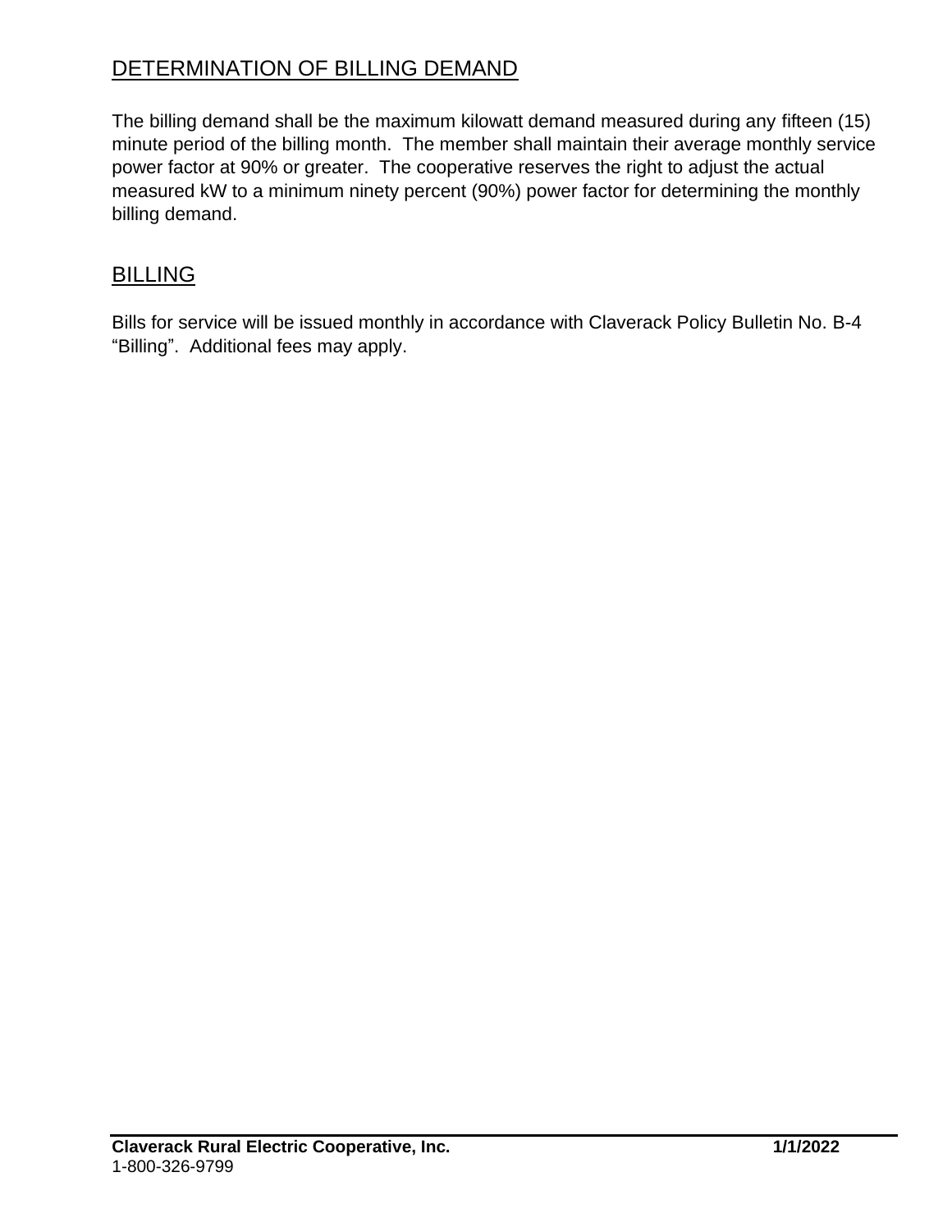## DETERMINATION OF BILLING DEMAND

The billing demand shall be the maximum kilowatt demand measured during any fifteen (15) minute period of the billing month. The member shall maintain their average monthly service power factor at 90% or greater. The cooperative reserves the right to adjust the actual measured kW to a minimum ninety percent (90%) power factor for determining the monthly billing demand.

## BILLING

Bills for service will be issued monthly in accordance with Claverack Policy Bulletin No. B-4 “Billing”. Additional fees may apply.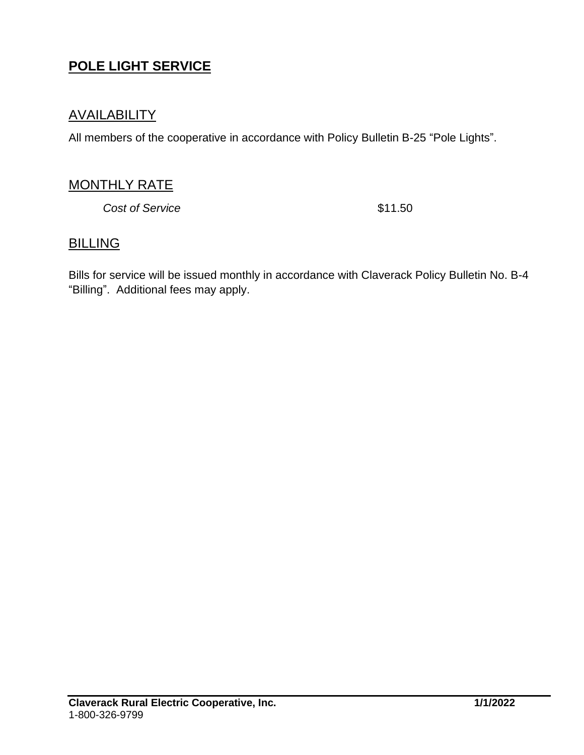# POLE LIGHT SERVICE

## AVAILABILITY

All members of the cooperative in accordance with Policy Bulletin B-25 “Pole Lights”.

## MONTHLY RATE

| | |
|---|---|
| *Cost of Service* | $11.50 |

## BILLING

Bills for service will be issued monthly in accordance with Claverack Policy Bulletin No. B-4 “Billing”. Additional fees may apply.